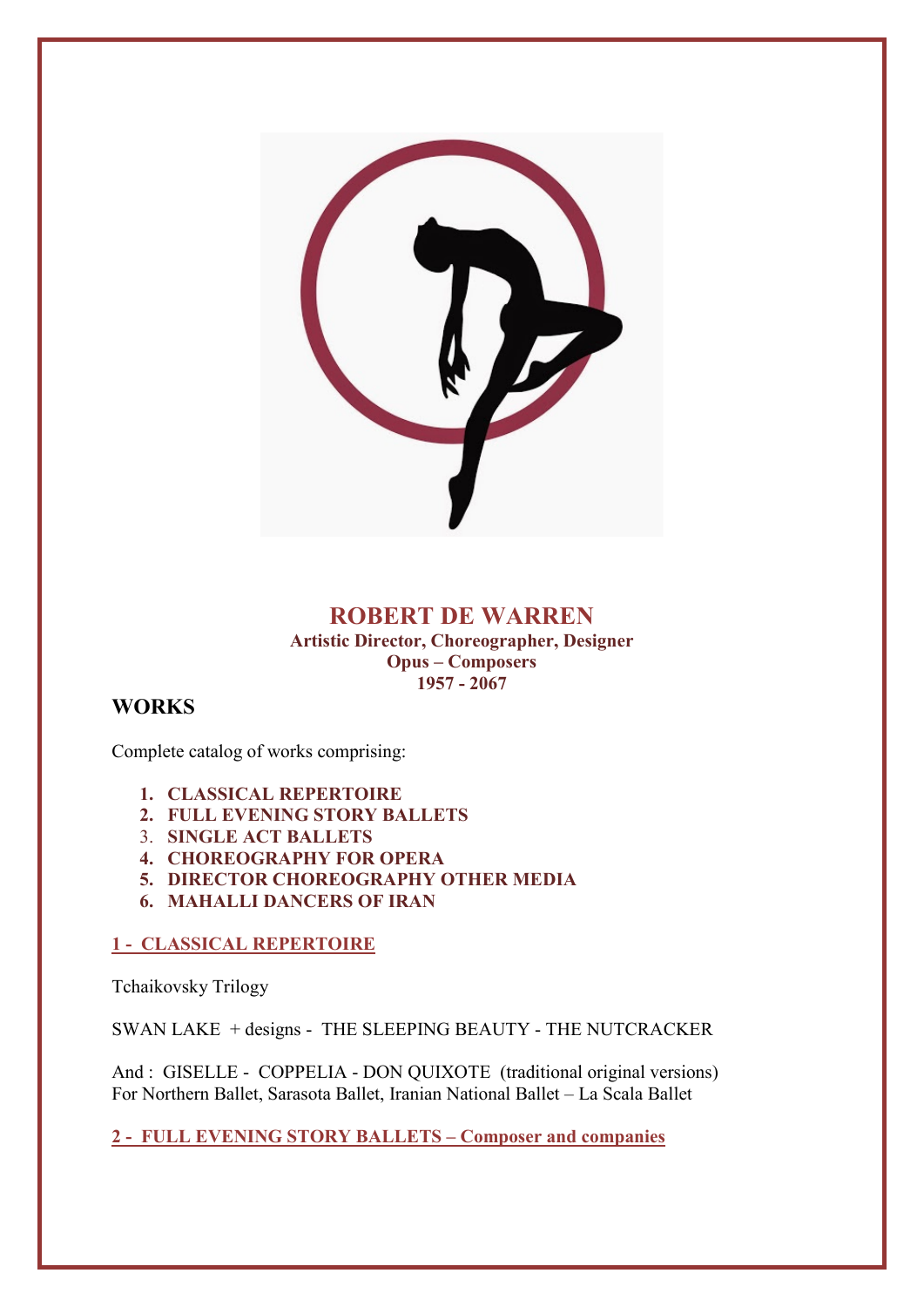# ROBERT DE WARREN

**Artistic Director, Choreographer, Designer**
**Opus – Composers**
**1957 - 2067**

## WORKS

Complete catalog of works comprising:

1. **CLASSICAL REPERTOIRE**
2. **FULL EVENING STORY BALLETS**
3. **SINGLE ACT BALLETS**
4. **CHOREOGRAPHY FOR OPERA**
5. **DIRECTOR CHOREOGRAPHY OTHER MEDIA**
6. **MAHALLI DANCERS OF IRAN**

### 1 - CLASSICAL REPERTOIRE

Tchaikovsky Trilogy

SWAN LAKE + designs - THE SLEEPING BEAUTY - THE NUTCRACKER

And : GISELLE - COPPELIA - DON QUIXOTE (traditional original versions)
For Northern Ballet, Sarasota Ballet, Iranian National Ballet – La Scala Ballet

### 2 - FULL EVENING STORY BALLETS – Composer and companies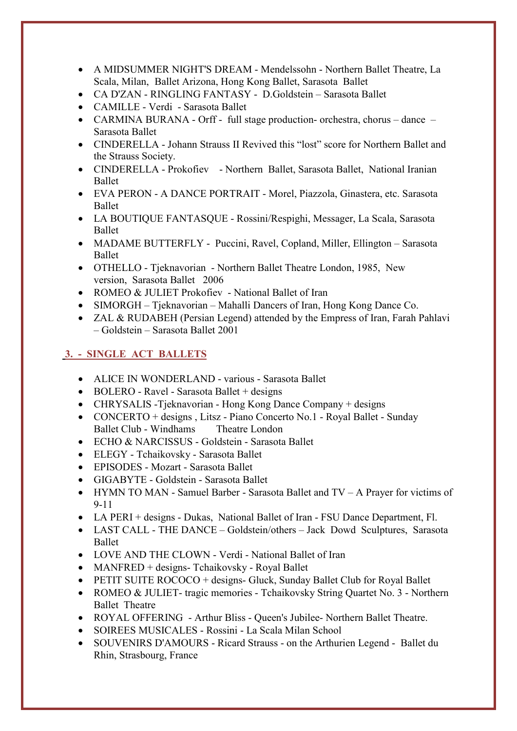- A MIDSUMMER NIGHT'S DREAM - Mendelssohn - Northern Ballet Theatre, La Scala, Milan, Ballet Arizona, Hong Kong Ballet, Sarasota Ballet
- CA D'ZAN - RINGLING FANTASY - D.Goldstein – Sarasota Ballet
- CAMILLE - Verdi - Sarasota Ballet
- CARMINA BURANA - Orff - full stage production- orchestra, chorus – dance – Sarasota Ballet
- CINDERELLA - Johann Strauss II Revived this "lost" score for Northern Ballet and the Strauss Society.
- CINDERELLA - Prokofiev - Northern Ballet, Sarasota Ballet, National Iranian Ballet
- EVA PERON - A DANCE PORTRAIT - Morel, Piazzola, Ginastera, etc. Sarasota Ballet
- LA BOUTIQUE FANTASQUE - Rossini/Respighi, Messager, La Scala, Sarasota Ballet
- MADAME BUTTERFLY - Puccini, Ravel, Copland, Miller, Ellington – Sarasota Ballet
- OTHELLO - Tjeknavorian - Northern Ballet Theatre London, 1985, New version, Sarasota Ballet 2006
- ROMEO & JULIET Prokofiev - National Ballet of Iran
- SIMORGH – Tjeknavorian – Mahalli Dancers of Iran, Hong Kong Dance Co.
- ZAL & RUDABEH (Persian Legend) attended by the Empress of Iran, Farah Pahlavi – Goldstein – Sarasota Ballet 2001

## 3. - SINGLE ACT BALLETS

- ALICE IN WONDERLAND - various - Sarasota Ballet
- BOLERO - Ravel - Sarasota Ballet + designs
- CHRYSALIS -Tjeknavorian - Hong Kong Dance Company + designs
- CONCERTO + designs , Litsz - Piano Concerto No.1 - Royal Ballet - Sunday Ballet Club - Windhams Theatre London
- ECHO & NARCISSUS - Goldstein - Sarasota Ballet
- ELEGY - Tchaikovsky - Sarasota Ballet
- EPISODES - Mozart - Sarasota Ballet
- GIGABYTE - Goldstein - Sarasota Ballet
- HYMN TO MAN - Samuel Barber - Sarasota Ballet and TV – A Prayer for victims of 9-11
- LA PERI + designs - Dukas, National Ballet of Iran - FSU Dance Department, Fl.
- LAST CALL - THE DANCE – Goldstein/others – Jack Dowd Sculptures, Sarasota Ballet
- LOVE AND THE CLOWN - Verdi - National Ballet of Iran
- MANFRED + designs- Tchaikovsky - Royal Ballet
- PETIT SUITE ROCOCO + designs- Gluck, Sunday Ballet Club for Royal Ballet
- ROMEO & JULIET- tragic memories - Tchaikovsky String Quartet No. 3 - Northern Ballet Theatre
- ROYAL OFFERING - Arthur Bliss - Queen's Jubilee- Northern Ballet Theatre.
- SOIREES MUSICALES - Rossini - La Scala Milan School
- SOUVENIRS D'AMOURS - Ricard Strauss - on the Arthurien Legend - Ballet du Rhin, Strasbourg, France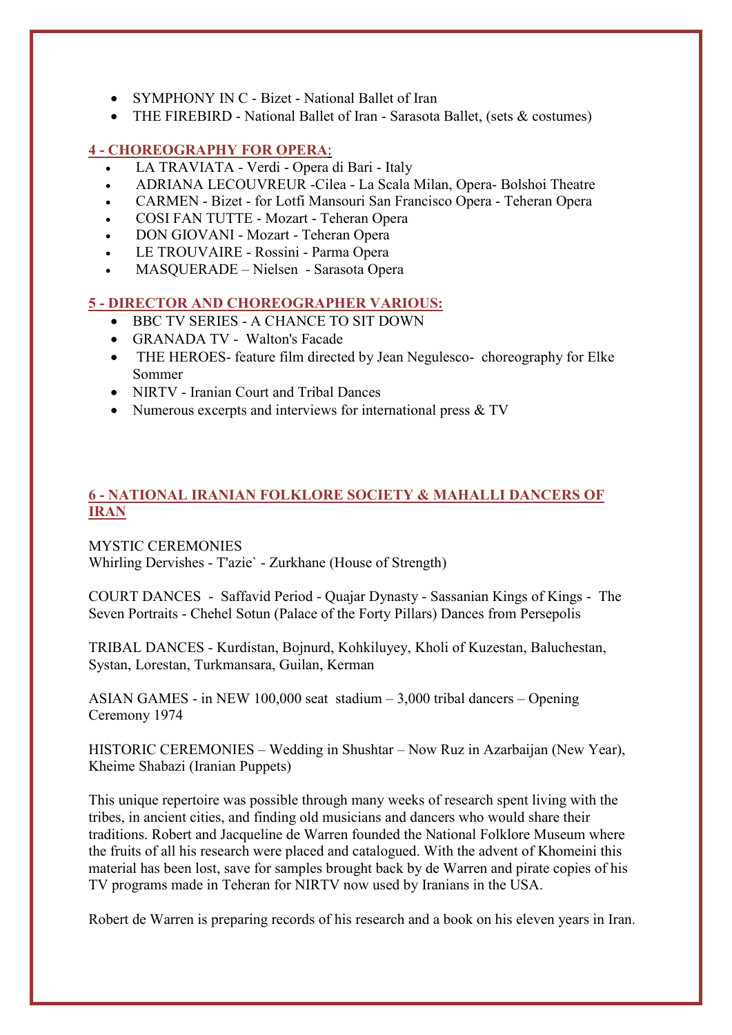- SYMPHONY IN C - Bizet - National Ballet of Iran
- THE FIREBIRD - National Ballet of Iran - Sarasota Ballet, (sets & costumes)

## 4 - CHOREOGRAPHY FOR OPERA:

- LA TRAVIATA - Verdi - Opera di Bari - Italy
- ADRIANA LECOUVREUR -Cilea - La Scala Milan, Opera- Bolshoi Theatre
- CARMEN - Bizet - for Lotfi Mansouri San Francisco Opera - Teheran Opera
- COSI FAN TUTTE - Mozart - Teheran Opera
- DON GIOVANI - Mozart - Teheran Opera
- LE TROUVAIRE - Rossini - Parma Opera
- MASQUERADE – Nielsen - Sarasota Opera

## 5 - DIRECTOR AND CHOREOGRAPHER VARIOUS:

- BBC TV SERIES - A CHANCE TO SIT DOWN
- GRANADA TV - Walton's Facade
- THE HEROES- feature film directed by Jean Negulesco- choreography for Elke Sommer
- NIRTV - Iranian Court and Tribal Dances
- Numerous excerpts and interviews for international press & TV

## 6 - NATIONAL IRANIAN FOLKLORE SOCIETY & MAHALLI DANCERS OF IRAN

MYSTIC CEREMONIES
Whirling Dervishes - T'azie` - Zurkhane (House of Strength)

COURT DANCES - Saffavid Period - Quajar Dynasty - Sassanian Kings of Kings - The Seven Portraits - Chehel Sotun (Palace of the Forty Pillars) Dances from Persepolis

TRIBAL DANCES - Kurdistan, Bojnurd, Kohkiluyey, Kholi of Kuzestan, Baluchestan, Systan, Lorestan, Turkmansara, Guilan, Kerman

ASIAN GAMES - in NEW 100,000 seat stadium – 3,000 tribal dancers – Opening Ceremony 1974

HISTORIC CEREMONIES – Wedding in Shushtar – Now Ruz in Azarbaijan (New Year), Kheime Shabazi (Iranian Puppets)

This unique repertoire was possible through many weeks of research spent living with the tribes, in ancient cities, and finding old musicians and dancers who would share their traditions. Robert and Jacqueline de Warren founded the National Folklore Museum where the fruits of all his research were placed and catalogued. With the advent of Khomeini this material has been lost, save for samples brought back by de Warren and pirate copies of his TV programs made in Teheran for NIRTV now used by Iranians in the USA.

Robert de Warren is preparing records of his research and a book on his eleven years in Iran.